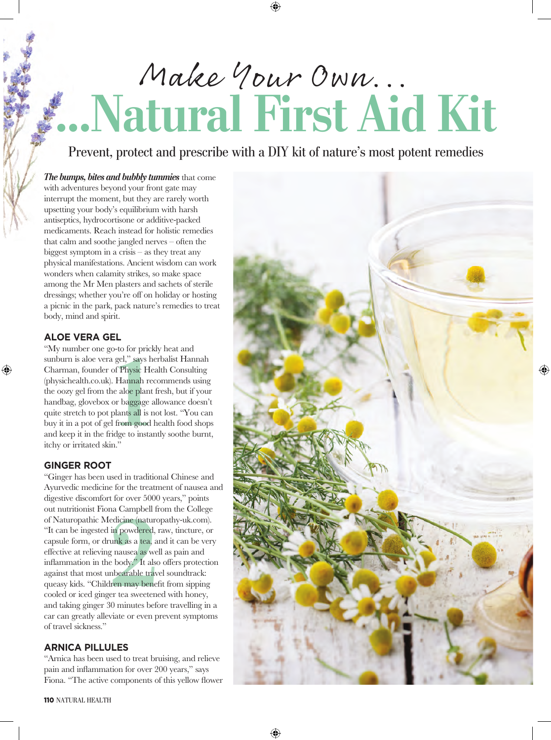# Make Your Own...

# ...Natural First Aid Kit

Prevent, protect and prescribe with a DIY kit of nature's most potent remedies

***The bumps, bites and bubbly tummies*** that come with adventures beyond your front gate may interrupt the moment, but they are rarely worth upsetting your body's equilibrium with harsh antiseptics, hydrocortisone or additive-packed medicaments. Reach instead for holistic remedies that calm and soothe jangled nerves – often the biggest symptom in a crisis – as they treat any physical manifestations. Ancient wisdom can work wonders when calamity strikes, so make space among the Mr Men plasters and sachets of sterile dressings; whether you're off on holiday or hosting a picnic in the park, pack nature's remedies to treat body, mind and spirit.

## ALOE VERA GEL

"My number one go-to for prickly heat and sunburn is aloe vera gel," says herbalist Hannah Charman, founder of Physic Health Consulting (physichealth.co.uk). Hannah recommends using the oozy gel from the aloe plant fresh, but if your handbag, glovebox or baggage allowance doesn't quite stretch to pot plants all is not lost. "You can buy it in a pot of gel from good health food shops and keep it in the fridge to instantly soothe burnt, itchy or irritated skin."

## GINGER ROOT

"Ginger has been used in traditional Chinese and Ayurvedic medicine for the treatment of nausea and digestive discomfort for over 5000 years," points out nutritionist Fiona Campbell from the College of Naturopathic Medicine (naturopathy-uk.com). "It can be ingested in powdered, raw, tincture, or capsule form, or drunk as a tea, and it can be very effective at relieving nausea as well as pain and inflammation in the body." It also offers protection against that most unbearable travel soundtrack: queasy kids. "Children may benefit from sipping cooled or iced ginger tea sweetened with honey, and taking ginger 30 minutes before travelling in a car can greatly alleviate or even prevent symptoms of travel sickness."

## ARNICA PILLULES

"Arnica has been used to treat bruising, and relieve pain and inflammation for over 200 years," says Fiona. "The active components of this yellow flower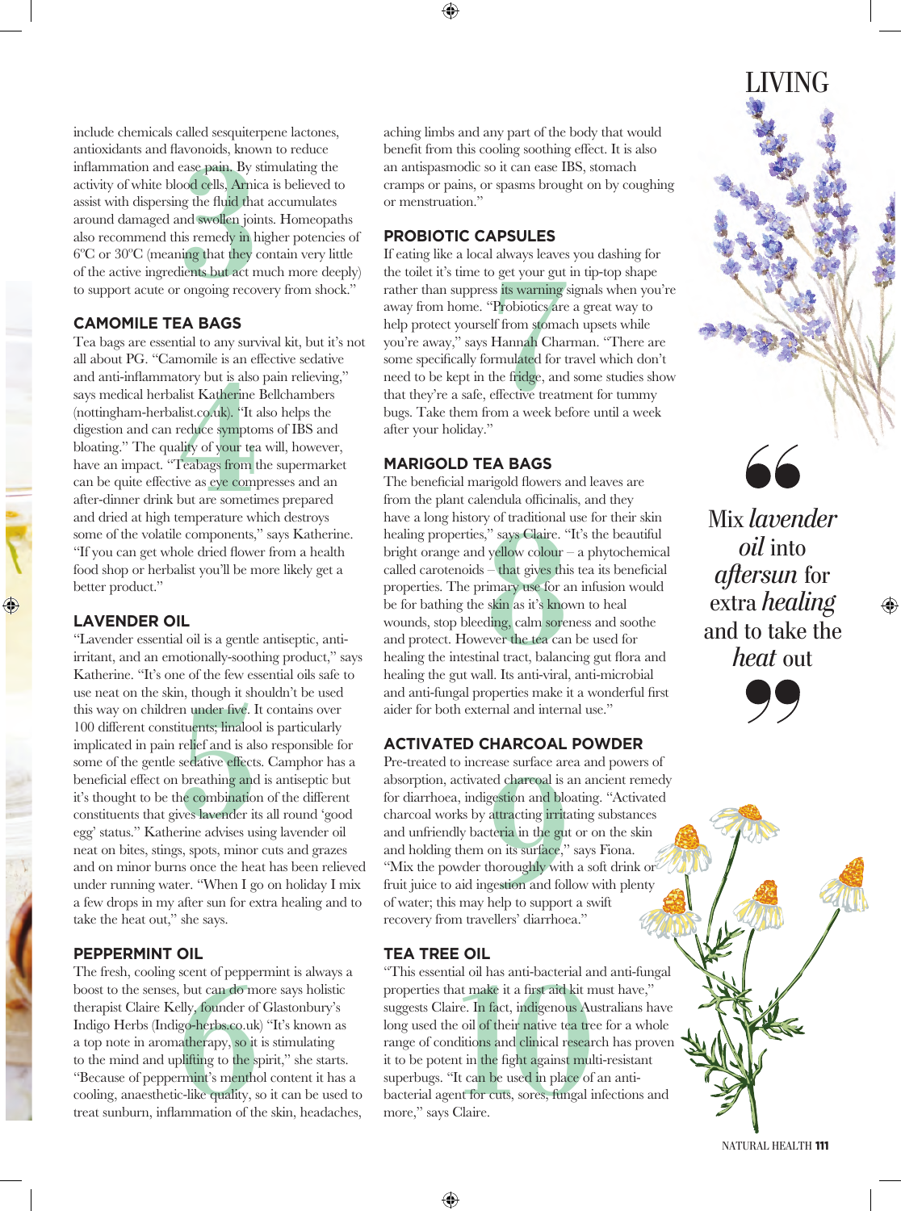include chemicals called sesquiterpene lactones, antioxidants and flavonoids, known to reduce inflammation and ease pain. By stimulating the activity of white blood cells, Arnica is believed to assist with dispersing the fluid that accumulates around damaged and swollen joints. Homeopaths also recommend this remedy in higher potencies of 6ºC or 30ºC (meaning that they contain very little of the active ingredients but act much more deeply) to support acute or ongoing recovery from shock."

## 4 CAMOMILE TEA BAGS

Tea bags are essential to any survival kit, but it's not all about PG. "Camomile is an effective sedative and anti-inflammatory but is also pain relieving," says medical herbalist Katherine Bellchambers (nottingham-herbalist.co.uk). "It also helps the digestion and can reduce symptoms of IBS and bloating." The quality of your tea will, however, have an impact. "Teabags from the supermarket can be quite effective as eye compresses and an after-dinner drink but are sometimes prepared and dried at high temperature which destroys some of the volatile components," says Katherine. "If you can get whole dried flower from a health food shop or herbalist you'll be more likely get a better product."

## 5 LAVENDER OIL

"Lavender essential oil is a gentle antiseptic, anti-irritant, and an emotionally-soothing product," says Katherine. "It's one of the few essential oils safe to use neat on the skin, though it shouldn't be used this way on children under five. It contains over 100 different constituents; linalool is particularly implicated in pain relief and is also responsible for some of the gentle sedative effects. Camphor has a beneficial effect on breathing and is antiseptic but it's thought to be the combination of the different constituents that gives lavender its all round 'good egg' status." Katherine advises using lavender oil neat on bites, stings, spots, minor cuts and grazes and on minor burns once the heat has been relieved under running water. "When I go on holiday I mix a few drops in my after sun for extra healing and to take the heat out," she says.

## 6 PEPPERMINT OIL

The fresh, cooling scent of peppermint is always a boost to the senses, but can do more says holistic therapist Claire Kelly, founder of Glastonbury's Indigo Herbs (Indigo-herbs.co.uk) "It's known as a top note in aromatherapy, so it is stimulating to the mind and uplifting to the spirit," she starts. "Because of peppermint's menthol content it has a cooling, anaesthetic-like quality, so it can be used to treat sunburn, inflammation of the skin, headaches, aching limbs and any part of the body that would benefit from this cooling soothing effect. It is also an antispasmodic so it can ease IBS, stomach cramps or pains, or spasms brought on by coughing or menstruation."

## 7 PROBIOTIC CAPSULES

If eating like a local always leaves you dashing for the toilet it's time to get your gut in tip-top shape rather than suppress its warning signals when you're away from home. "Probiotics are a great way to help protect yourself from stomach upsets while you're away," says Hannah Charman. "There are some specifically formulated for travel which don't need to be kept in the fridge, and some studies show that they're a safe, effective treatment for tummy bugs. Take them from a week before until a week after your holiday."

## 8 MARIGOLD TEA BAGS

The beneficial marigold flowers and leaves are from the plant calendula officinalis, and they have a long history of traditional use for their skin healing properties," says Claire. "It's the beautiful bright orange and yellow colour – a phytochemical called carotenoids – that gives this tea its beneficial properties. The primary use for an infusion would be for bathing the skin as it's known to heal wounds, stop bleeding, calm soreness and soothe and protect. However the tea can be used for healing the intestinal tract, balancing gut flora and healing the gut wall. Its anti-viral, anti-microbial and anti-fungal properties make it a wonderful first aider for both external and internal use."

## 9 ACTIVATED CHARCOAL POWDER

Pre-treated to increase surface area and powers of absorption, activated charcoal is an ancient remedy for diarrhoea, indigestion and bloating. "Activated charcoal works by attracting irritating substances and unfriendly bacteria in the gut or on the skin and holding them on its surface," says Fiona. "Mix the powder thoroughly with a soft drink or fruit juice to aid ingestion and follow with plenty of water; this may help to support a swift recovery from travellers' diarrhoea."

## 10 TEA TREE OIL

"This essential oil has anti-bacterial and anti-fungal properties that make it a first aid kit must have," suggests Claire. In fact, indigenous Australians have long used the oil of their native tea tree for a whole range of conditions and clinical research has proven it to be potent in the fight against multi-resistant superbugs. "It can be used in place of an anti-bacterial agent for cuts, sores, fungal infections and more," says Claire.

> Mix *lavender oil* into *aftersun* for extra *healing* and to take the *heat* out